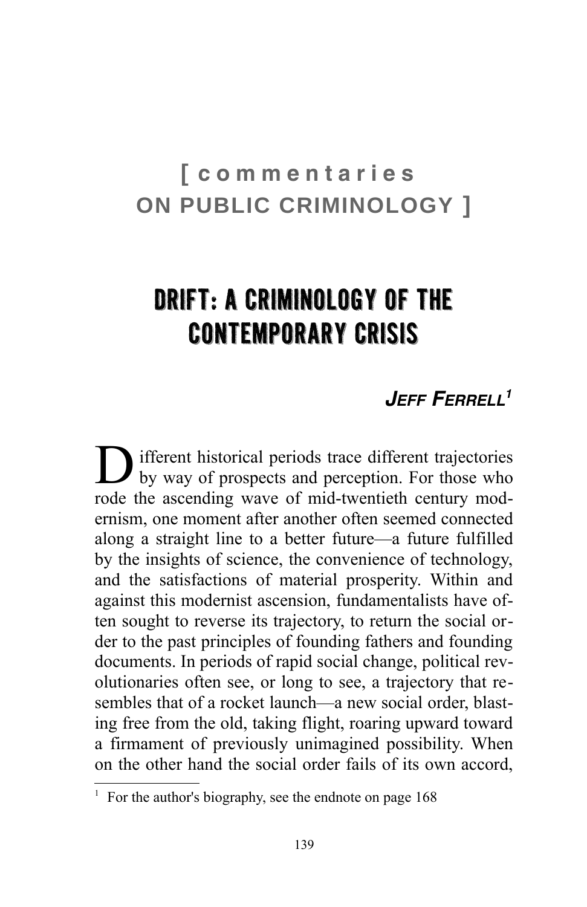[ commentaries ON PUBLIC CRIMINOLOGY ]

# DRIFT: A CRIMINOLOGY OF THE CONTEMPORARY CRISIS

### *JEFF FERRELL*[1]

Different historical periods trace different trajectories by way of prospects and perception. For those who rode the ascending wave of mid-twentieth century modernism, one moment after another often seemed connected along a straight line to a better future—a future fulfilled by the insights of science, the convenience of technology, and the satisfactions of material prosperity. Within and against this modernist ascension, fundamentalists have often sought to reverse its trajectory, to return the social order to the past principles of founding fathers and founding documents. In periods of rapid social change, political revolutionaries often see, or long to see, a trajectory that resembles that of a rocket launch—a new social order, blasting free from the old, taking flight, roaring upward toward a firmament of previously unimagined possibility. When on the other hand the social order fails of its own accord,

---

[1] For the author's biography, see the endnote on page 168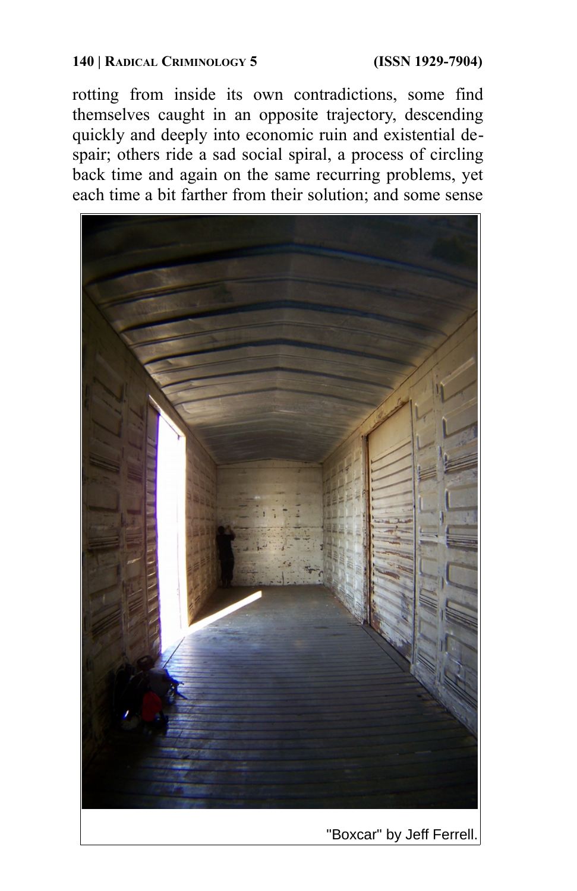rotting from inside its own contradictions, some find themselves caught in an opposite trajectory, descending quickly and deeply into economic ruin and existential despair; others ride a sad social spiral, a process of circling back time and again on the same recurring problems, yet each time a bit farther from their solution; and some sense

"Boxcar" by Jeff Ferrell.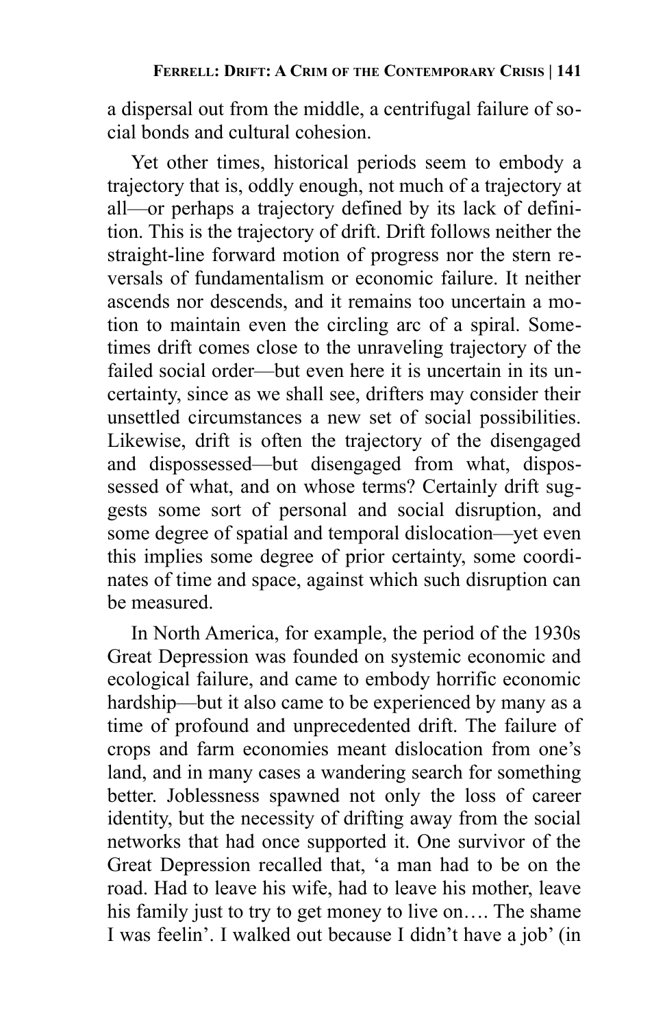a dispersal out from the middle, a centrifugal failure of social bonds and cultural cohesion.

Yet other times, historical periods seem to embody a trajectory that is, oddly enough, not much of a trajectory at all—or perhaps a trajectory defined by its lack of definition. This is the trajectory of drift. Drift follows neither the straight-line forward motion of progress nor the stern reversals of fundamentalism or economic failure. It neither ascends nor descends, and it remains too uncertain a motion to maintain even the circling arc of a spiral. Sometimes drift comes close to the unraveling trajectory of the failed social order—but even here it is uncertain in its uncertainty, since as we shall see, drifters may consider their unsettled circumstances a new set of social possibilities. Likewise, drift is often the trajectory of the disengaged and dispossessed—but disengaged from what, dispossessed of what, and on whose terms? Certainly drift suggests some sort of personal and social disruption, and some degree of spatial and temporal dislocation—yet even this implies some degree of prior certainty, some coordinates of time and space, against which such disruption can be measured.

In North America, for example, the period of the 1930s Great Depression was founded on systemic economic and ecological failure, and came to embody horrific economic hardship—but it also came to be experienced by many as a time of profound and unprecedented drift. The failure of crops and farm economies meant dislocation from one's land, and in many cases a wandering search for something better. Joblessness spawned not only the loss of career identity, but the necessity of drifting away from the social networks that had once supported it. One survivor of the Great Depression recalled that, 'a man had to be on the road. Had to leave his wife, had to leave his mother, leave his family just to try to get money to live on…. The shame I was feelin'. I walked out because I didn't have a job' (in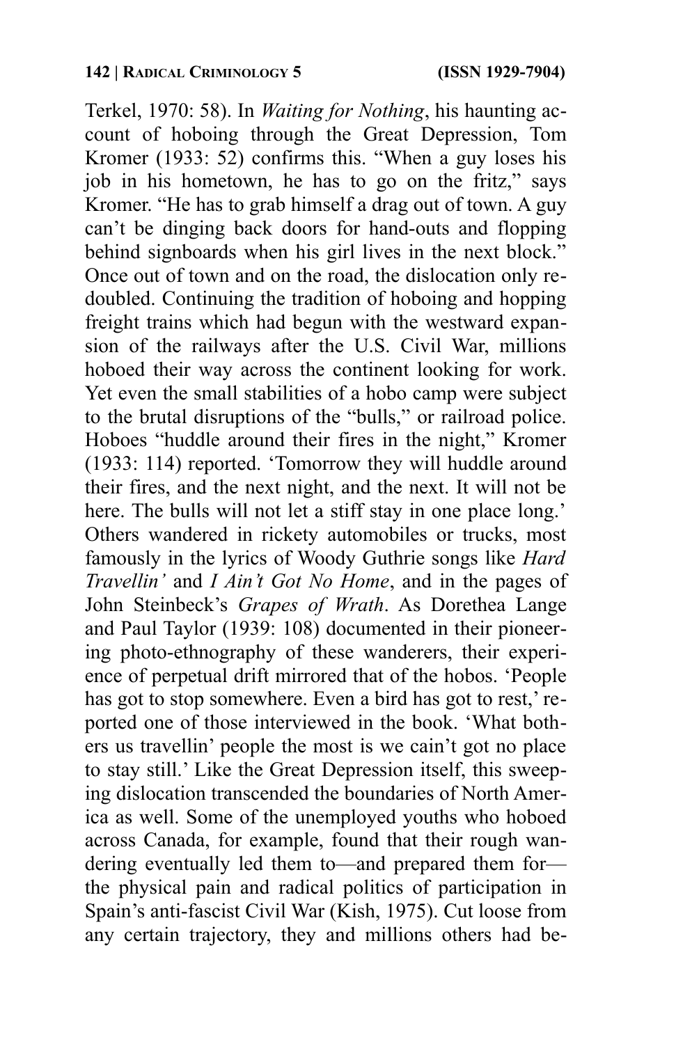Terkel, 1970: 58). In *Waiting for Nothing*, his haunting account of hoboing through the Great Depression, Tom Kromer (1933: 52) confirms this. "When a guy loses his job in his hometown, he has to go on the fritz," says Kromer. "He has to grab himself a drag out of town. A guy can't be dinging back doors for hand-outs and flopping behind signboards when his girl lives in the next block." Once out of town and on the road, the dislocation only redoubled. Continuing the tradition of hoboing and hopping freight trains which had begun with the westward expansion of the railways after the U.S. Civil War, millions hoboed their way across the continent looking for work. Yet even the small stabilities of a hobo camp were subject to the brutal disruptions of the "bulls," or railroad police. Hoboes "huddle around their fires in the night," Kromer (1933: 114) reported. 'Tomorrow they will huddle around their fires, and the next night, and the next. It will not be here. The bulls will not let a stiff stay in one place long.' Others wandered in rickety automobiles or trucks, most famously in the lyrics of Woody Guthrie songs like *Hard Travellin'* and *I Ain't Got No Home*, and in the pages of John Steinbeck's *Grapes of Wrath*. As Dorethea Lange and Paul Taylor (1939: 108) documented in their pioneering photo-ethnography of these wanderers, their experience of perpetual drift mirrored that of the hobos. 'People has got to stop somewhere. Even a bird has got to rest,' reported one of those interviewed in the book. 'What bothers us travellin' people the most is we cain't got no place to stay still.' Like the Great Depression itself, this sweeping dislocation transcended the boundaries of North America as well. Some of the unemployed youths who hoboed across Canada, for example, found that their rough wandering eventually led them to—and prepared them for—the physical pain and radical politics of participation in Spain's anti-fascist Civil War (Kish, 1975). Cut loose from any certain trajectory, they and millions others had be-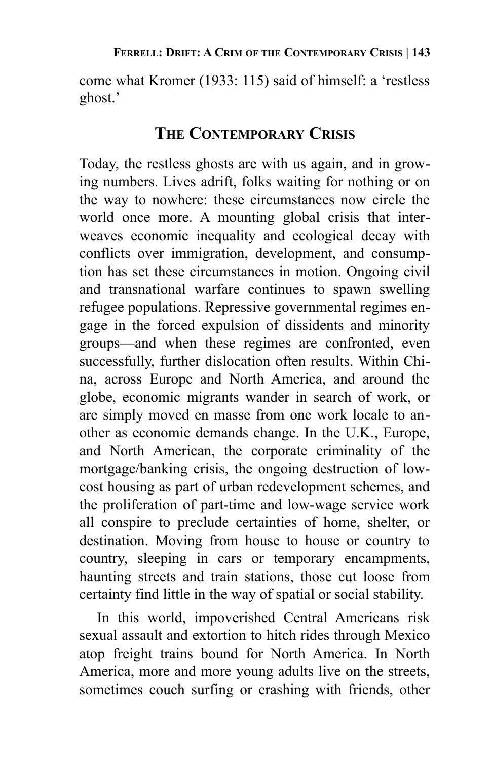come what Kromer (1933: 115) said of himself: a 'restless ghost.'

## The Contemporary Crisis

Today, the restless ghosts are with us again, and in growing numbers. Lives adrift, folks waiting for nothing or on the way to nowhere: these circumstances now circle the world once more. A mounting global crisis that interweaves economic inequality and ecological decay with conflicts over immigration, development, and consumption has set these circumstances in motion. Ongoing civil and transnational warfare continues to spawn swelling refugee populations. Repressive governmental regimes engage in the forced expulsion of dissidents and minority groups—and when these regimes are confronted, even successfully, further dislocation often results. Within China, across Europe and North America, and around the globe, economic migrants wander in search of work, or are simply moved en masse from one work locale to another as economic demands change. In the U.K., Europe, and North American, the corporate criminality of the mortgage/banking crisis, the ongoing destruction of low-cost housing as part of urban redevelopment schemes, and the proliferation of part-time and low-wage service work all conspire to preclude certainties of home, shelter, or destination. Moving from house to house or country to country, sleeping in cars or temporary encampments, haunting streets and train stations, those cut loose from certainty find little in the way of spatial or social stability.

In this world, impoverished Central Americans risk sexual assault and extortion to hitch rides through Mexico atop freight trains bound for North America. In North America, more and more young adults live on the streets, sometimes couch surfing or crashing with friends, other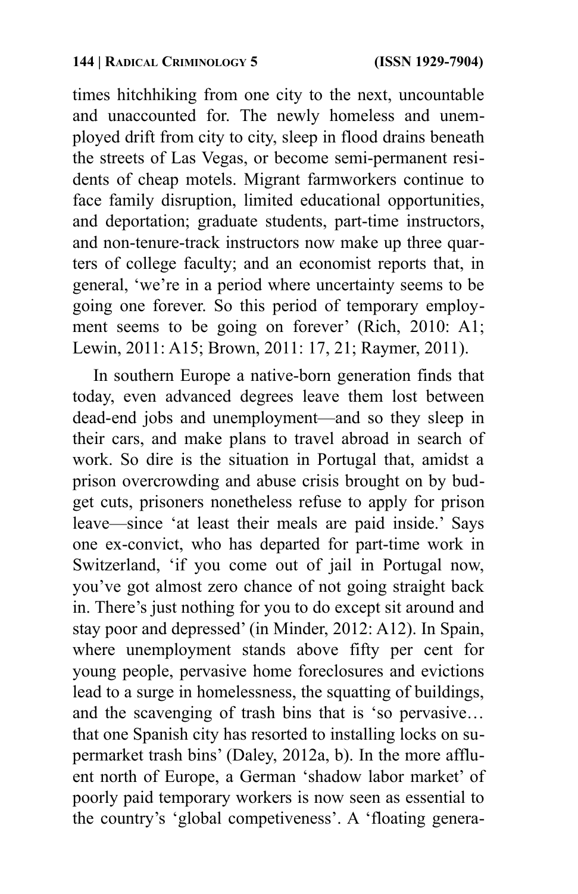times hitchhiking from one city to the next, uncountable and unaccounted for. The newly homeless and unemployed drift from city to city, sleep in flood drains beneath the streets of Las Vegas, or become semi-permanent residents of cheap motels. Migrant farmworkers continue to face family disruption, limited educational opportunities, and deportation; graduate students, part-time instructors, and non-tenure-track instructors now make up three quarters of college faculty; and an economist reports that, in general, 'we're in a period where uncertainty seems to be going one forever. So this period of temporary employment seems to be going on forever' (Rich, 2010: A1; Lewin, 2011: A15; Brown, 2011: 17, 21; Raymer, 2011).

In southern Europe a native-born generation finds that today, even advanced degrees leave them lost between dead-end jobs and unemployment—and so they sleep in their cars, and make plans to travel abroad in search of work. So dire is the situation in Portugal that, amidst a prison overcrowding and abuse crisis brought on by budget cuts, prisoners nonetheless refuse to apply for prison leave—since 'at least their meals are paid inside.' Says one ex-convict, who has departed for part-time work in Switzerland, 'if you come out of jail in Portugal now, you've got almost zero chance of not going straight back in. There's just nothing for you to do except sit around and stay poor and depressed' (in Minder, 2012: A12). In Spain, where unemployment stands above fifty per cent for young people, pervasive home foreclosures and evictions lead to a surge in homelessness, the squatting of buildings, and the scavenging of trash bins that is 'so pervasive… that one Spanish city has resorted to installing locks on supermarket trash bins' (Daley, 2012a, b). In the more affluent north of Europe, a German 'shadow labor market' of poorly paid temporary workers is now seen as essential to the country's 'global competiveness'. A 'floating genera-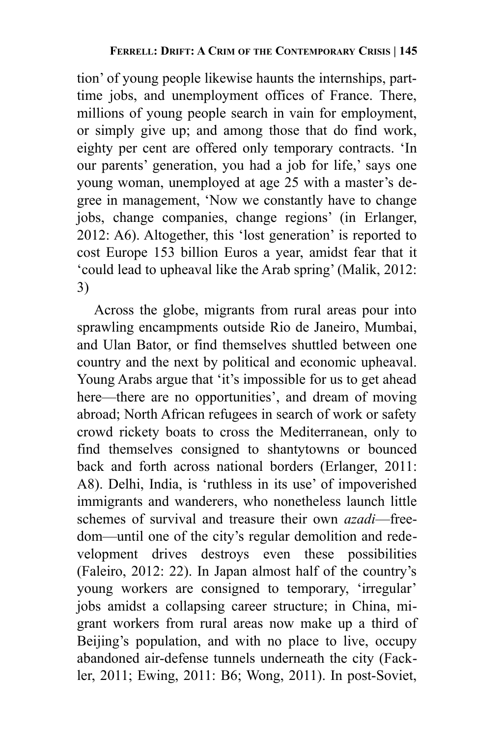tion' of young people likewise haunts the internships, part-time jobs, and unemployment offices of France. There, millions of young people search in vain for employment, or simply give up; and among those that do find work, eighty per cent are offered only temporary contracts. 'In our parents' generation, you had a job for life,' says one young woman, unemployed at age 25 with a master's degree in management, 'Now we constantly have to change jobs, change companies, change regions' (in Erlanger, 2012: A6). Altogether, this 'lost generation' is reported to cost Europe 153 billion Euros a year, amidst fear that it 'could lead to upheaval like the Arab spring' (Malik, 2012: 3)

Across the globe, migrants from rural areas pour into sprawling encampments outside Rio de Janeiro, Mumbai, and Ulan Bator, or find themselves shuttled between one country and the next by political and economic upheaval. Young Arabs argue that 'it's impossible for us to get ahead here—there are no opportunities', and dream of moving abroad; North African refugees in search of work or safety crowd rickety boats to cross the Mediterranean, only to find themselves consigned to shantytowns or bounced back and forth across national borders (Erlanger, 2011: A8). Delhi, India, is 'ruthless in its use' of impoverished immigrants and wanderers, who nonetheless launch little schemes of survival and treasure their own *azadi*—freedom—until one of the city's regular demolition and redevelopment drives destroys even these possibilities (Faleiro, 2012: 22). In Japan almost half of the country's young workers are consigned to temporary, 'irregular' jobs amidst a collapsing career structure; in China, migrant workers from rural areas now make up a third of Beijing's population, and with no place to live, occupy abandoned air-defense tunnels underneath the city (Fackler, 2011; Ewing, 2011: B6; Wong, 2011). In post-Soviet,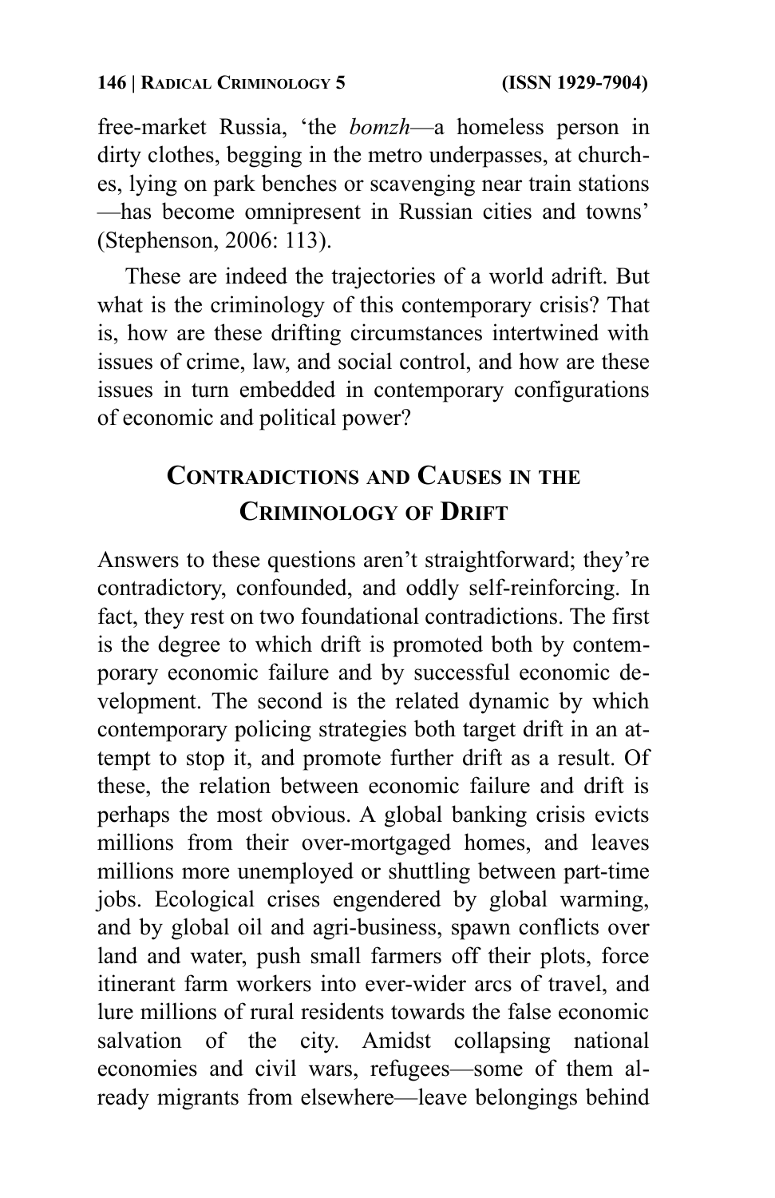free-market Russia, 'the *bomzh*—a homeless person in dirty clothes, begging in the metro underpasses, at churches, lying on park benches or scavenging near train stations—has become omnipresent in Russian cities and towns' (Stephenson, 2006: 113).

These are indeed the trajectories of a world adrift. But what is the criminology of this contemporary crisis? That is, how are these drifting circumstances intertwined with issues of crime, law, and social control, and how are these issues in turn embedded in contemporary configurations of economic and political power?

## Contradictions and Causes in the Criminology of Drift

Answers to these questions aren't straightforward; they're contradictory, confounded, and oddly self-reinforcing. In fact, they rest on two foundational contradictions. The first is the degree to which drift is promoted both by contemporary economic failure and by successful economic development. The second is the related dynamic by which contemporary policing strategies both target drift in an attempt to stop it, and promote further drift as a result. Of these, the relation between economic failure and drift is perhaps the most obvious. A global banking crisis evicts millions from their over-mortgaged homes, and leaves millions more unemployed or shuttling between part-time jobs. Ecological crises engendered by global warming, and by global oil and agri-business, spawn conflicts over land and water, push small farmers off their plots, force itinerant farm workers into ever-wider arcs of travel, and lure millions of rural residents towards the false economic salvation of the city. Amidst collapsing national economies and civil wars, refugees—some of them already migrants from elsewhere—leave belongings behind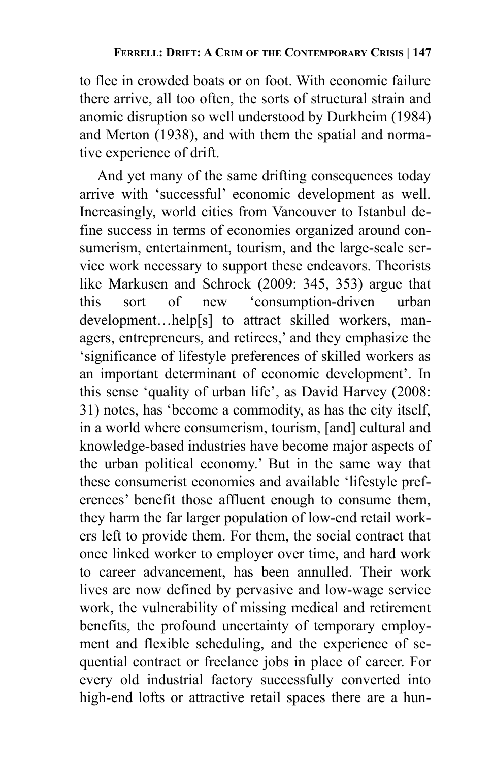to flee in crowded boats or on foot. With economic failure there arrive, all too often, the sorts of structural strain and anomic disruption so well understood by Durkheim (1984) and Merton (1938), and with them the spatial and normative experience of drift.

And yet many of the same drifting consequences today arrive with 'successful' economic development as well. Increasingly, world cities from Vancouver to Istanbul define success in terms of economies organized around consumerism, entertainment, tourism, and the large-scale service work necessary to support these endeavors. Theorists like Markusen and Schrock (2009: 345, 353) argue that this sort of new 'consumption-driven urban development…help[s] to attract skilled workers, managers, entrepreneurs, and retirees,' and they emphasize the 'significance of lifestyle preferences of skilled workers as an important determinant of economic development'. In this sense 'quality of urban life', as David Harvey (2008: 31) notes, has 'become a commodity, as has the city itself, in a world where consumerism, tourism, [and] cultural and knowledge-based industries have become major aspects of the urban political economy.' But in the same way that these consumerist economies and available 'lifestyle preferences' benefit those affluent enough to consume them, they harm the far larger population of low-end retail workers left to provide them. For them, the social contract that once linked worker to employer over time, and hard work to career advancement, has been annulled. Their work lives are now defined by pervasive and low-wage service work, the vulnerability of missing medical and retirement benefits, the profound uncertainty of temporary employment and flexible scheduling, and the experience of sequential contract or freelance jobs in place of career. For every old industrial factory successfully converted into high-end lofts or attractive retail spaces there are a hun-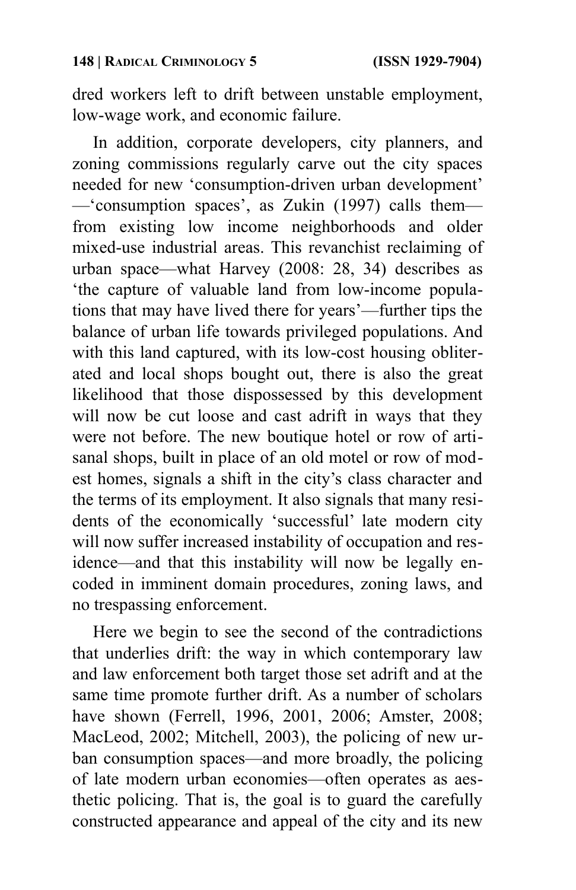dred workers left to drift between unstable employment, low-wage work, and economic failure.

In addition, corporate developers, city planners, and zoning commissions regularly carve out the city spaces needed for new 'consumption-driven urban development' —'consumption spaces', as Zukin (1997) calls them— from existing low income neighborhoods and older mixed-use industrial areas. This revanchist reclaiming of urban space—what Harvey (2008: 28, 34) describes as 'the capture of valuable land from low-income populations that may have lived there for years'—further tips the balance of urban life towards privileged populations. And with this land captured, with its low-cost housing obliterated and local shops bought out, there is also the great likelihood that those dispossessed by this development will now be cut loose and cast adrift in ways that they were not before. The new boutique hotel or row of artisanal shops, built in place of an old motel or row of modest homes, signals a shift in the city's class character and the terms of its employment. It also signals that many residents of the economically 'successful' late modern city will now suffer increased instability of occupation and residence—and that this instability will now be legally encoded in imminent domain procedures, zoning laws, and no trespassing enforcement.

Here we begin to see the second of the contradictions that underlies drift: the way in which contemporary law and law enforcement both target those set adrift and at the same time promote further drift. As a number of scholars have shown (Ferrell, 1996, 2001, 2006; Amster, 2008; MacLeod, 2002; Mitchell, 2003), the policing of new urban consumption spaces—and more broadly, the policing of late modern urban economies—often operates as aesthetic policing. That is, the goal is to guard the carefully constructed appearance and appeal of the city and its new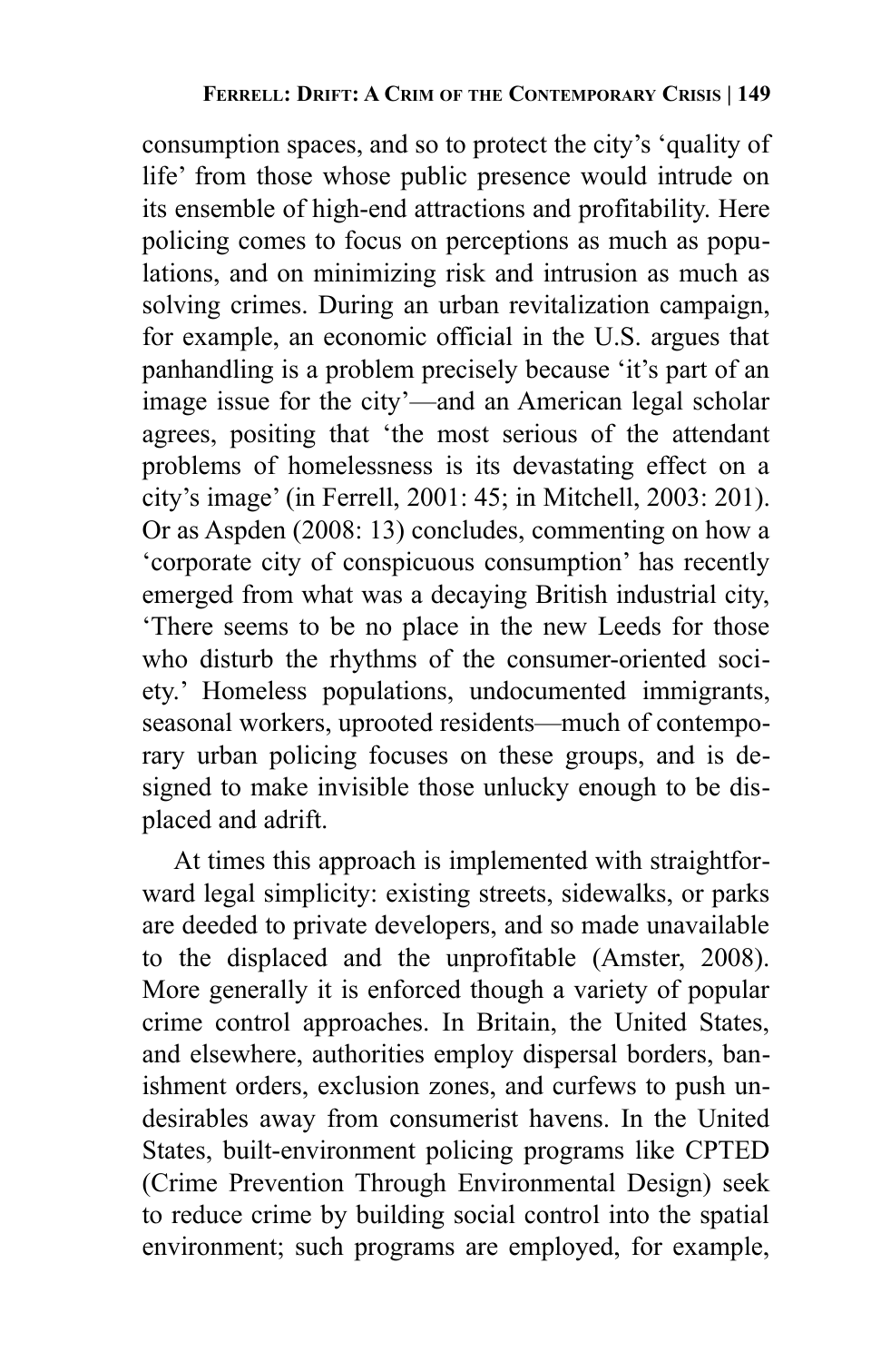consumption spaces, and so to protect the city's 'quality of life' from those whose public presence would intrude on its ensemble of high-end attractions and profitability. Here policing comes to focus on perceptions as much as populations, and on minimizing risk and intrusion as much as solving crimes. During an urban revitalization campaign, for example, an economic official in the U.S. argues that panhandling is a problem precisely because 'it's part of an image issue for the city'—and an American legal scholar agrees, positing that 'the most serious of the attendant problems of homelessness is its devastating effect on a city's image' (in Ferrell, 2001: 45; in Mitchell, 2003: 201). Or as Aspden (2008: 13) concludes, commenting on how a 'corporate city of conspicuous consumption' has recently emerged from what was a decaying British industrial city, 'There seems to be no place in the new Leeds for those who disturb the rhythms of the consumer-oriented society.' Homeless populations, undocumented immigrants, seasonal workers, uprooted residents—much of contemporary urban policing focuses on these groups, and is designed to make invisible those unlucky enough to be displaced and adrift.

At times this approach is implemented with straightforward legal simplicity: existing streets, sidewalks, or parks are deeded to private developers, and so made unavailable to the displaced and the unprofitable (Amster, 2008). More generally it is enforced though a variety of popular crime control approaches. In Britain, the United States, and elsewhere, authorities employ dispersal borders, banishment orders, exclusion zones, and curfews to push undesirables away from consumerist havens. In the United States, built-environment policing programs like CPTED (Crime Prevention Through Environmental Design) seek to reduce crime by building social control into the spatial environment; such programs are employed, for example,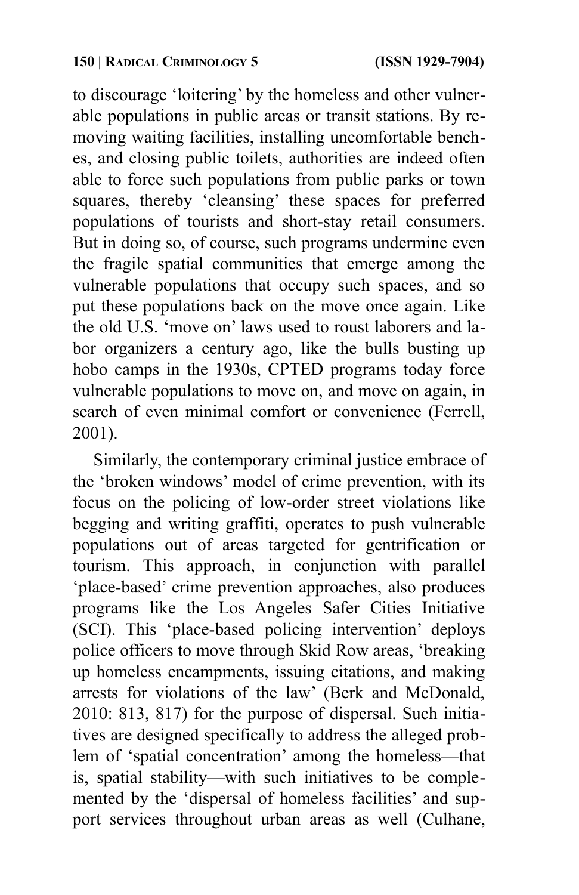to discourage 'loitering' by the homeless and other vulnerable populations in public areas or transit stations. By removing waiting facilities, installing uncomfortable benches, and closing public toilets, authorities are indeed often able to force such populations from public parks or town squares, thereby 'cleansing' these spaces for preferred populations of tourists and short-stay retail consumers. But in doing so, of course, such programs undermine even the fragile spatial communities that emerge among the vulnerable populations that occupy such spaces, and so put these populations back on the move once again. Like the old U.S. 'move on' laws used to roust laborers and labor organizers a century ago, like the bulls busting up hobo camps in the 1930s, CPTED programs today force vulnerable populations to move on, and move on again, in search of even minimal comfort or convenience (Ferrell, 2001).

Similarly, the contemporary criminal justice embrace of the 'broken windows' model of crime prevention, with its focus on the policing of low-order street violations like begging and writing graffiti, operates to push vulnerable populations out of areas targeted for gentrification or tourism. This approach, in conjunction with parallel 'place-based' crime prevention approaches, also produces programs like the Los Angeles Safer Cities Initiative (SCI). This 'place-based policing intervention' deploys police officers to move through Skid Row areas, 'breaking up homeless encampments, issuing citations, and making arrests for violations of the law' (Berk and McDonald, 2010: 813, 817) for the purpose of dispersal. Such initiatives are designed specifically to address the alleged problem of 'spatial concentration' among the homeless—that is, spatial stability—with such initiatives to be complemented by the 'dispersal of homeless facilities' and support services throughout urban areas as well (Culhane,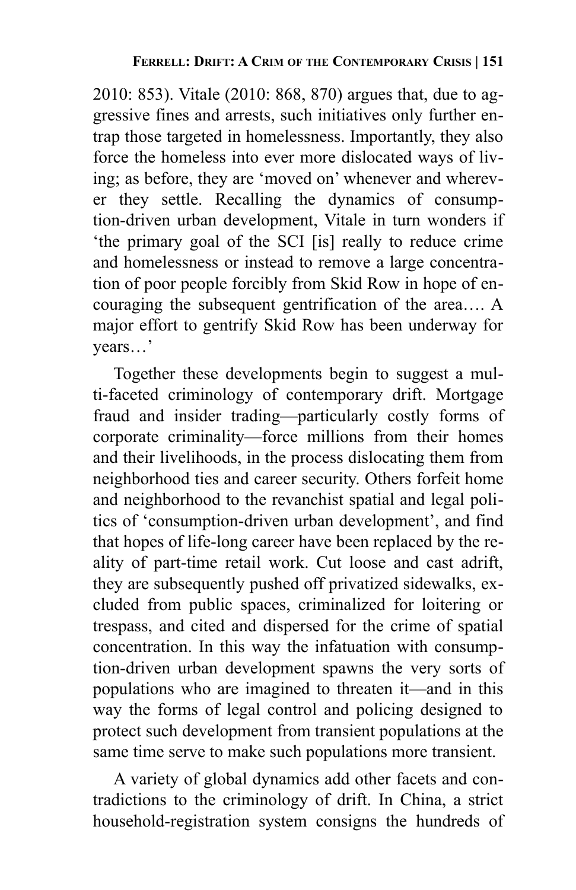2010: 853). Vitale (2010: 868, 870) argues that, due to aggressive fines and arrests, such initiatives only further entrap those targeted in homelessness. Importantly, they also force the homeless into ever more dislocated ways of living; as before, they are 'moved on' whenever and wherever they settle. Recalling the dynamics of consumption-driven urban development, Vitale in turn wonders if 'the primary goal of the SCI [is] really to reduce crime and homelessness or instead to remove a large concentration of poor people forcibly from Skid Row in hope of encouraging the subsequent gentrification of the area…. A major effort to gentrify Skid Row has been underway for years…'

Together these developments begin to suggest a multi-faceted criminology of contemporary drift. Mortgage fraud and insider trading—particularly costly forms of corporate criminality—force millions from their homes and their livelihoods, in the process dislocating them from neighborhood ties and career security. Others forfeit home and neighborhood to the revanchist spatial and legal politics of 'consumption-driven urban development', and find that hopes of life-long career have been replaced by the reality of part-time retail work. Cut loose and cast adrift, they are subsequently pushed off privatized sidewalks, excluded from public spaces, criminalized for loitering or trespass, and cited and dispersed for the crime of spatial concentration. In this way the infatuation with consumption-driven urban development spawns the very sorts of populations who are imagined to threaten it—and in this way the forms of legal control and policing designed to protect such development from transient populations at the same time serve to make such populations more transient.

A variety of global dynamics add other facets and contradictions to the criminology of drift. In China, a strict household-registration system consigns the hundreds of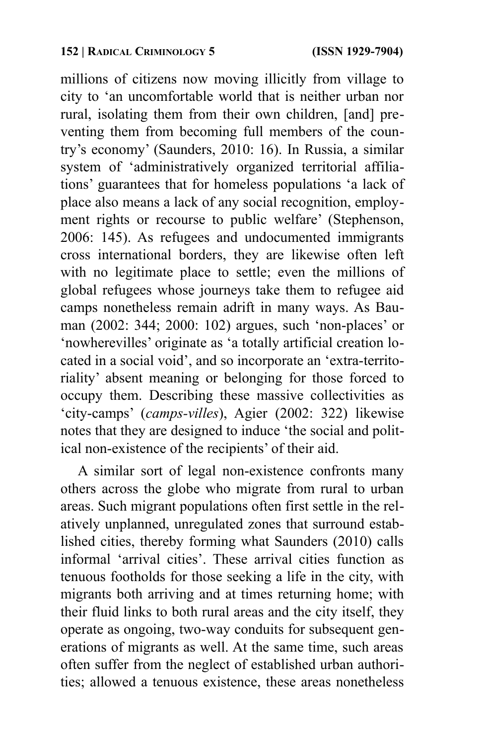millions of citizens now moving illicitly from village to city to 'an uncomfortable world that is neither urban nor rural, isolating them from their own children, [and] preventing them from becoming full members of the country's economy' (Saunders, 2010: 16). In Russia, a similar system of 'administratively organized territorial affiliations' guarantees that for homeless populations 'a lack of place also means a lack of any social recognition, employment rights or recourse to public welfare' (Stephenson, 2006: 145). As refugees and undocumented immigrants cross international borders, they are likewise often left with no legitimate place to settle; even the millions of global refugees whose journeys take them to refugee aid camps nonetheless remain adrift in many ways. As Bauman (2002: 344; 2000: 102) argues, such 'non-places' or 'nowherevilles' originate as 'a totally artificial creation located in a social void', and so incorporate an 'extra-territoriality' absent meaning or belonging for those forced to occupy them. Describing these massive collectivities as 'city-camps' (*camps-villes*), Agier (2002: 322) likewise notes that they are designed to induce 'the social and political non-existence of the recipients' of their aid.

A similar sort of legal non-existence confronts many others across the globe who migrate from rural to urban areas. Such migrant populations often first settle in the relatively unplanned, unregulated zones that surround established cities, thereby forming what Saunders (2010) calls informal 'arrival cities'. These arrival cities function as tenuous footholds for those seeking a life in the city, with migrants both arriving and at times returning home; with their fluid links to both rural areas and the city itself, they operate as ongoing, two-way conduits for subsequent generations of migrants as well. At the same time, such areas often suffer from the neglect of established urban authorities; allowed a tenuous existence, these areas nonetheless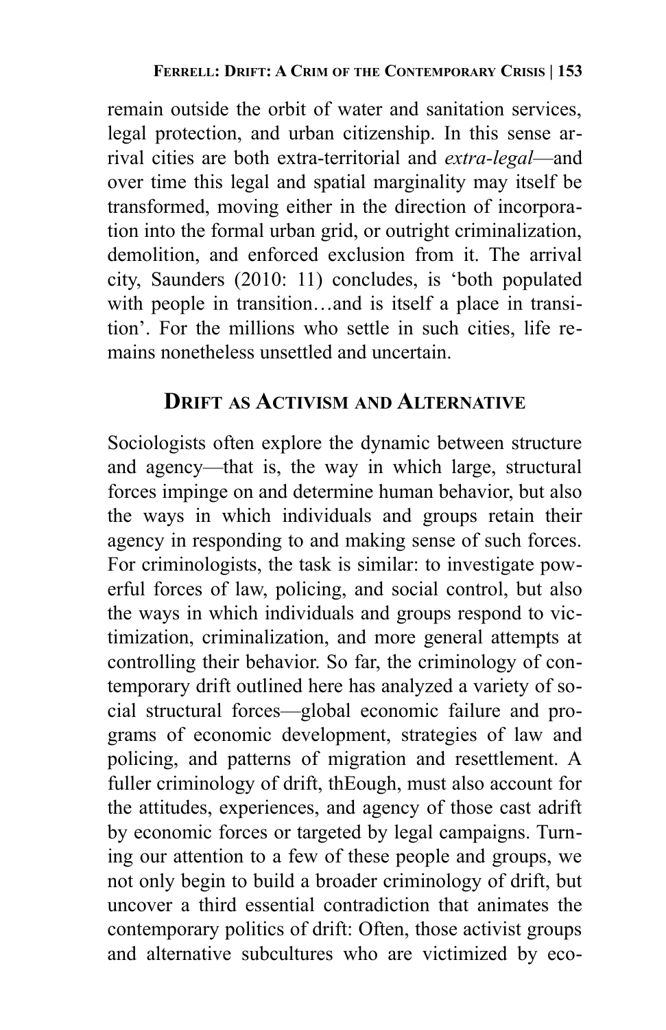remain outside the orbit of water and sanitation services, legal protection, and urban citizenship. In this sense arrival cities are both extra-territorial and *extra-legal*—and over time this legal and spatial marginality may itself be transformed, moving either in the direction of incorporation into the formal urban grid, or outright criminalization, demolition, and enforced exclusion from it. The arrival city, Saunders (2010: 11) concludes, is 'both populated with people in transition…and is itself a place in transition'. For the millions who settle in such cities, life remains nonetheless unsettled and uncertain.

## DRIFT AS ACTIVISM AND ALTERNATIVE

Sociologists often explore the dynamic between structure and agency—that is, the way in which large, structural forces impinge on and determine human behavior, but also the ways in which individuals and groups retain their agency in responding to and making sense of such forces. For criminologists, the task is similar: to investigate powerful forces of law, policing, and social control, but also the ways in which individuals and groups respond to victimization, criminalization, and more general attempts at controlling their behavior. So far, the criminology of contemporary drift outlined here has analyzed a variety of social structural forces—global economic failure and programs of economic development, strategies of law and policing, and patterns of migration and resettlement. A fuller criminology of drift, thEough, must also account for the attitudes, experiences, and agency of those cast adrift by economic forces or targeted by legal campaigns. Turning our attention to a few of these people and groups, we not only begin to build a broader criminology of drift, but uncover a third essential contradiction that animates the contemporary politics of drift: Often, those activist groups and alternative subcultures who are victimized by eco-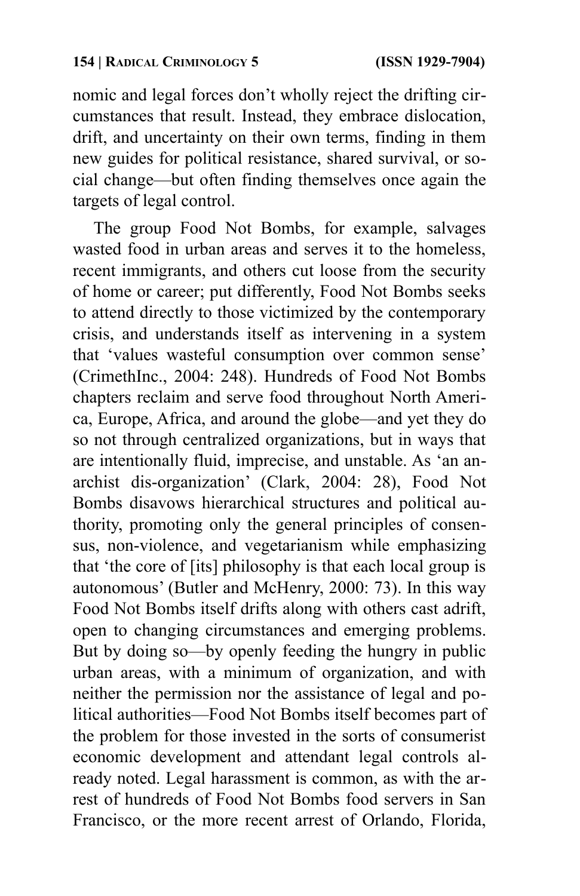nomic and legal forces don't wholly reject the drifting circumstances that result. Instead, they embrace dislocation, drift, and uncertainty on their own terms, finding in them new guides for political resistance, shared survival, or social change—but often finding themselves once again the targets of legal control.

The group Food Not Bombs, for example, salvages wasted food in urban areas and serves it to the homeless, recent immigrants, and others cut loose from the security of home or career; put differently, Food Not Bombs seeks to attend directly to those victimized by the contemporary crisis, and understands itself as intervening in a system that 'values wasteful consumption over common sense' (CrimethInc., 2004: 248). Hundreds of Food Not Bombs chapters reclaim and serve food throughout North America, Europe, Africa, and around the globe—and yet they do so not through centralized organizations, but in ways that are intentionally fluid, imprecise, and unstable. As 'an anarchist dis-organization' (Clark, 2004: 28), Food Not Bombs disavows hierarchical structures and political authority, promoting only the general principles of consensus, non-violence, and vegetarianism while emphasizing that 'the core of [its] philosophy is that each local group is autonomous' (Butler and McHenry, 2000: 73). In this way Food Not Bombs itself drifts along with others cast adrift, open to changing circumstances and emerging problems. But by doing so—by openly feeding the hungry in public urban areas, with a minimum of organization, and with neither the permission nor the assistance of legal and political authorities—Food Not Bombs itself becomes part of the problem for those invested in the sorts of consumerist economic development and attendant legal controls already noted. Legal harassment is common, as with the arrest of hundreds of Food Not Bombs food servers in San Francisco, or the more recent arrest of Orlando, Florida,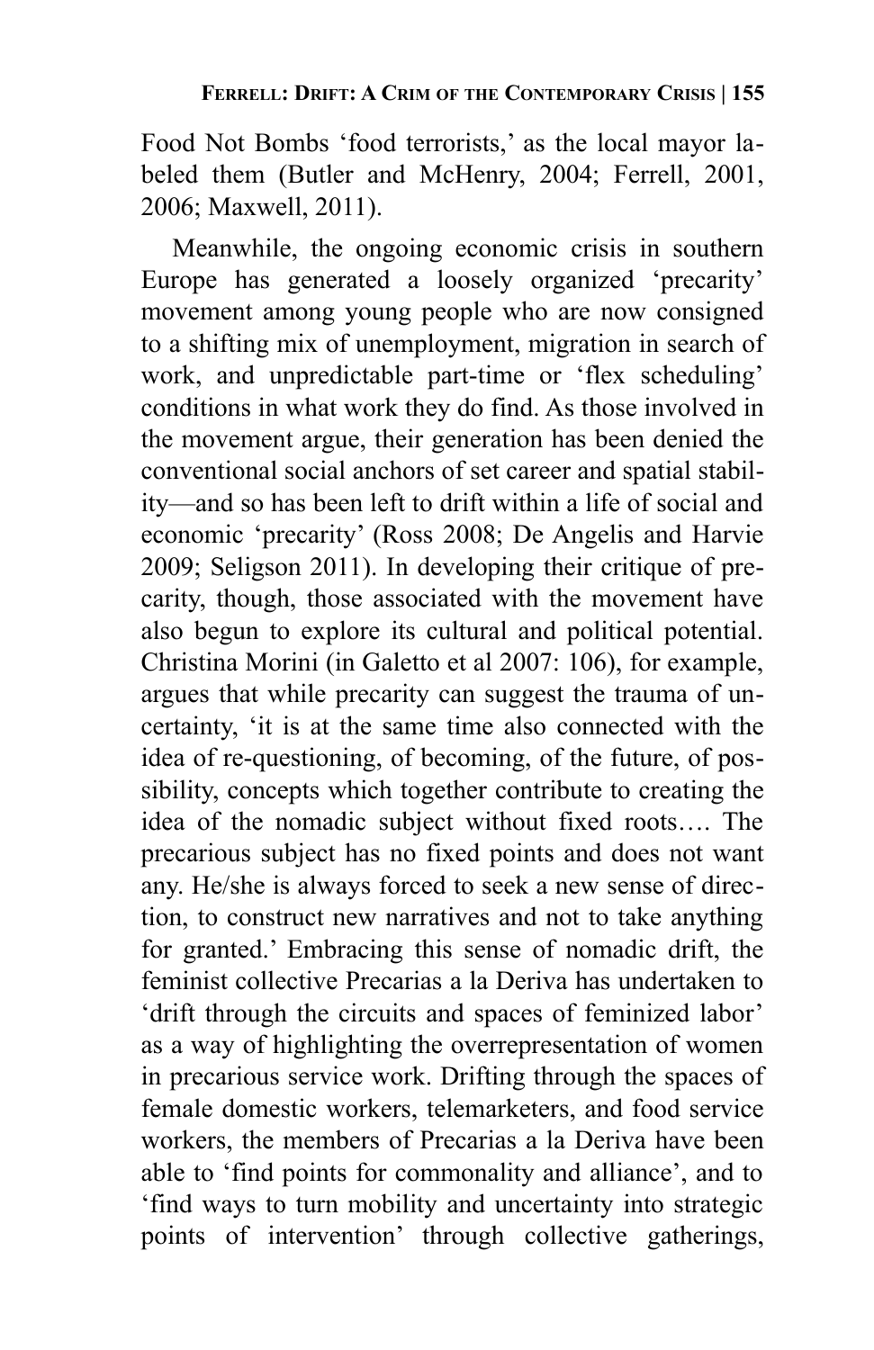Food Not Bombs 'food terrorists,' as the local mayor labeled them (Butler and McHenry, 2004; Ferrell, 2001, 2006; Maxwell, 2011).

Meanwhile, the ongoing economic crisis in southern Europe has generated a loosely organized 'precarity' movement among young people who are now consigned to a shifting mix of unemployment, migration in search of work, and unpredictable part-time or 'flex scheduling' conditions in what work they do find. As those involved in the movement argue, their generation has been denied the conventional social anchors of set career and spatial stability—and so has been left to drift within a life of social and economic 'precarity' (Ross 2008; De Angelis and Harvie 2009; Seligson 2011). In developing their critique of precarity, though, those associated with the movement have also begun to explore its cultural and political potential. Christina Morini (in Galetto et al 2007: 106), for example, argues that while precarity can suggest the trauma of uncertainty, 'it is at the same time also connected with the idea of re-questioning, of becoming, of the future, of possibility, concepts which together contribute to creating the idea of the nomadic subject without fixed roots…. The precarious subject has no fixed points and does not want any. He/she is always forced to seek a new sense of direction, to construct new narratives and not to take anything for granted.' Embracing this sense of nomadic drift, the feminist collective Precarias a la Deriva has undertaken to 'drift through the circuits and spaces of feminized labor' as a way of highlighting the overrepresentation of women in precarious service work. Drifting through the spaces of female domestic workers, telemarketers, and food service workers, the members of Precarias a la Deriva have been able to 'find points for commonality and alliance', and to 'find ways to turn mobility and uncertainty into strategic points of intervention' through collective gatherings,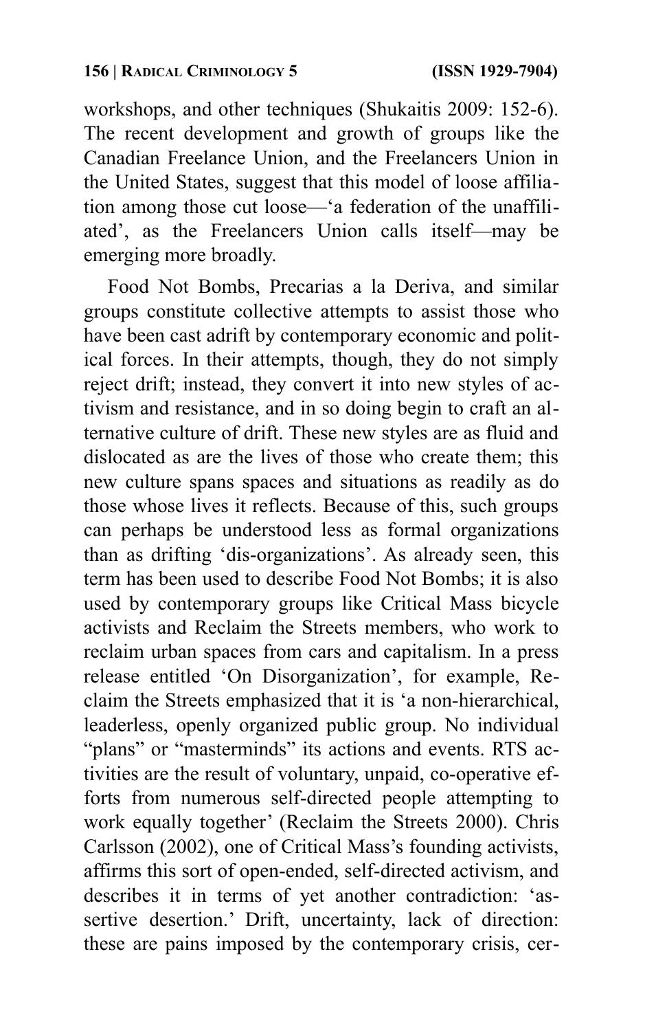workshops, and other techniques (Shukaitis 2009: 152-6). The recent development and growth of groups like the Canadian Freelance Union, and the Freelancers Union in the United States, suggest that this model of loose affiliation among those cut loose—'a federation of the unaffiliated', as the Freelancers Union calls itself—may be emerging more broadly.

Food Not Bombs, Precarias a la Deriva, and similar groups constitute collective attempts to assist those who have been cast adrift by contemporary economic and political forces. In their attempts, though, they do not simply reject drift; instead, they convert it into new styles of activism and resistance, and in so doing begin to craft an alternative culture of drift. These new styles are as fluid and dislocated as are the lives of those who create them; this new culture spans spaces and situations as readily as do those whose lives it reflects. Because of this, such groups can perhaps be understood less as formal organizations than as drifting 'dis-organizations'. As already seen, this term has been used to describe Food Not Bombs; it is also used by contemporary groups like Critical Mass bicycle activists and Reclaim the Streets members, who work to reclaim urban spaces from cars and capitalism. In a press release entitled 'On Disorganization', for example, Reclaim the Streets emphasized that it is 'a non-hierarchical, leaderless, openly organized public group. No individual "plans" or "masterminds" its actions and events. RTS activities are the result of voluntary, unpaid, co-operative efforts from numerous self-directed people attempting to work equally together' (Reclaim the Streets 2000). Chris Carlsson (2002), one of Critical Mass's founding activists, affirms this sort of open-ended, self-directed activism, and describes it in terms of yet another contradiction: 'assertive desertion.' Drift, uncertainty, lack of direction: these are pains imposed by the contemporary crisis, cer-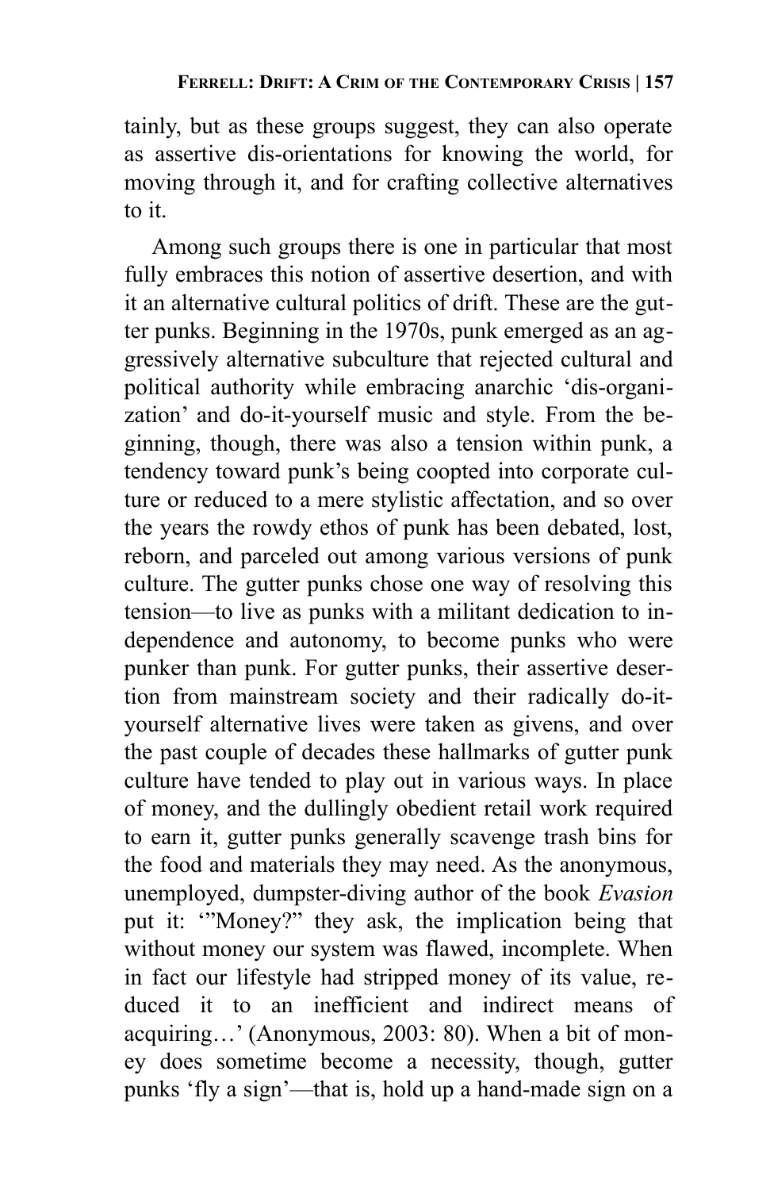tainly, but as these groups suggest, they can also operate as assertive dis-orientations for knowing the world, for moving through it, and for crafting collective alternatives to it.

Among such groups there is one in particular that most fully embraces this notion of assertive desertion, and with it an alternative cultural politics of drift. These are the gutter punks. Beginning in the 1970s, punk emerged as an aggressively alternative subculture that rejected cultural and political authority while embracing anarchic 'dis-organization' and do-it-yourself music and style. From the beginning, though, there was also a tension within punk, a tendency toward punk's being coopted into corporate culture or reduced to a mere stylistic affectation, and so over the years the rowdy ethos of punk has been debated, lost, reborn, and parceled out among various versions of punk culture. The gutter punks chose one way of resolving this tension—to live as punks with a militant dedication to independence and autonomy, to become punks who were punker than punk. For gutter punks, their assertive desertion from mainstream society and their radically do-it-yourself alternative lives were taken as givens, and over the past couple of decades these hallmarks of gutter punk culture have tended to play out in various ways. In place of money, and the dullingly obedient retail work required to earn it, gutter punks generally scavenge trash bins for the food and materials they may need. As the anonymous, unemployed, dumpster-diving author of the book *Evasion* put it: '"Money?" they ask, the implication being that without money our system was flawed, incomplete. When in fact our lifestyle had stripped money of its value, reduced it to an inefficient and indirect means of acquiring…' (Anonymous, 2003: 80). When a bit of money does sometime become a necessity, though, gutter punks 'fly a sign'—that is, hold up a hand-made sign on a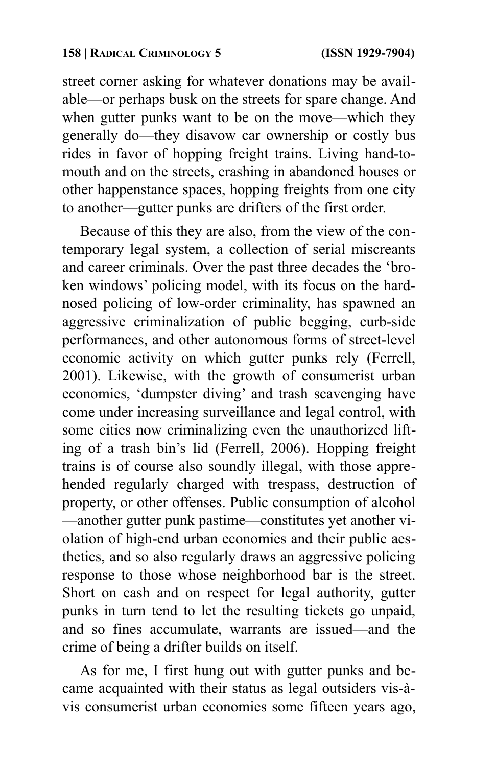street corner asking for whatever donations may be available—or perhaps busk on the streets for spare change. And when gutter punks want to be on the move—which they generally do—they disavow car ownership or costly bus rides in favor of hopping freight trains. Living hand-to-mouth and on the streets, crashing in abandoned houses or other happenstance spaces, hopping freights from one city to another—gutter punks are drifters of the first order.

Because of this they are also, from the view of the contemporary legal system, a collection of serial miscreants and career criminals. Over the past three decades the 'broken windows' policing model, with its focus on the hard-nosed policing of low-order criminality, has spawned an aggressive criminalization of public begging, curb-side performances, and other autonomous forms of street-level economic activity on which gutter punks rely (Ferrell, 2001). Likewise, with the growth of consumerist urban economies, 'dumpster diving' and trash scavenging have come under increasing surveillance and legal control, with some cities now criminalizing even the unauthorized lifting of a trash bin's lid (Ferrell, 2006). Hopping freight trains is of course also soundly illegal, with those apprehended regularly charged with trespass, destruction of property, or other offenses. Public consumption of alcohol—another gutter punk pastime—constitutes yet another violation of high-end urban economies and their public aesthetics, and so also regularly draws an aggressive policing response to those whose neighborhood bar is the street. Short on cash and on respect for legal authority, gutter punks in turn tend to let the resulting tickets go unpaid, and so fines accumulate, warrants are issued—and the crime of being a drifter builds on itself.

As for me, I first hung out with gutter punks and became acquainted with their status as legal outsiders vis-à-vis consumerist urban economies some fifteen years ago,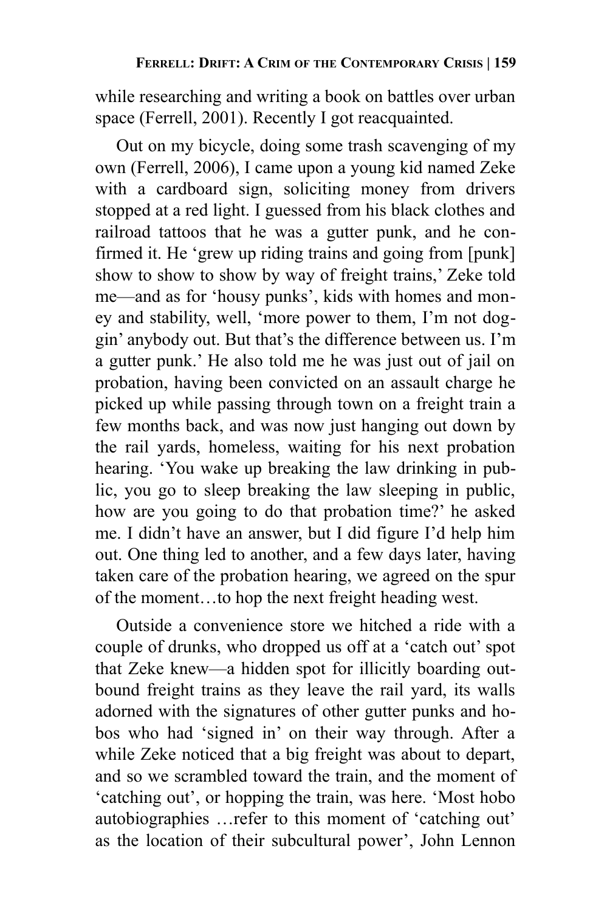while researching and writing a book on battles over urban space (Ferrell, 2001). Recently I got reacquainted.

Out on my bicycle, doing some trash scavenging of my own (Ferrell, 2006), I came upon a young kid named Zeke with a cardboard sign, soliciting money from drivers stopped at a red light. I guessed from his black clothes and railroad tattoos that he was a gutter punk, and he confirmed it. He 'grew up riding trains and going from [punk] show to show to show by way of freight trains,' Zeke told me—and as for 'housy punks', kids with homes and money and stability, well, 'more power to them, I'm not doggin' anybody out. But that's the difference between us. I'm a gutter punk.' He also told me he was just out of jail on probation, having been convicted on an assault charge he picked up while passing through town on a freight train a few months back, and was now just hanging out down by the rail yards, homeless, waiting for his next probation hearing. 'You wake up breaking the law drinking in public, you go to sleep breaking the law sleeping in public, how are you going to do that probation time?' he asked me. I didn't have an answer, but I did figure I'd help him out. One thing led to another, and a few days later, having taken care of the probation hearing, we agreed on the spur of the moment…to hop the next freight heading west.

Outside a convenience store we hitched a ride with a couple of drunks, who dropped us off at a 'catch out' spot that Zeke knew—a hidden spot for illicitly boarding outbound freight trains as they leave the rail yard, its walls adorned with the signatures of other gutter punks and hobos who had 'signed in' on their way through. After a while Zeke noticed that a big freight was about to depart, and so we scrambled toward the train, and the moment of 'catching out', or hopping the train, was here. 'Most hobo autobiographies …refer to this moment of 'catching out' as the location of their subcultural power', John Lennon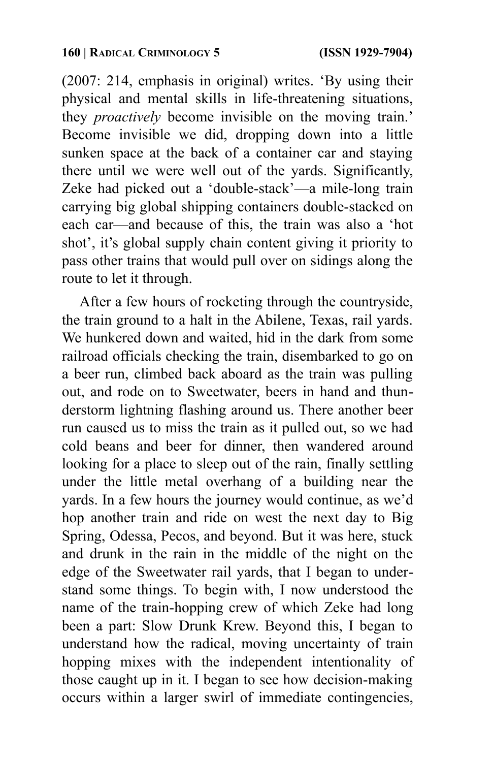(2007: 214, emphasis in original) writes. 'By using their physical and mental skills in life-threatening situations, they *proactively* become invisible on the moving train.' Become invisible we did, dropping down into a little sunken space at the back of a container car and staying there until we were well out of the yards. Significantly, Zeke had picked out a 'double-stack'—a mile-long train carrying big global shipping containers double-stacked on each car—and because of this, the train was also a 'hot shot', it's global supply chain content giving it priority to pass other trains that would pull over on sidings along the route to let it through.

After a few hours of rocketing through the countryside, the train ground to a halt in the Abilene, Texas, rail yards. We hunkered down and waited, hid in the dark from some railroad officials checking the train, disembarked to go on a beer run, climbed back aboard as the train was pulling out, and rode on to Sweetwater, beers in hand and thunderstorm lightning flashing around us. There another beer run caused us to miss the train as it pulled out, so we had cold beans and beer for dinner, then wandered around looking for a place to sleep out of the rain, finally settling under the little metal overhang of a building near the yards. In a few hours the journey would continue, as we'd hop another train and ride on west the next day to Big Spring, Odessa, Pecos, and beyond. But it was here, stuck and drunk in the rain in the middle of the night on the edge of the Sweetwater rail yards, that I began to understand some things. To begin with, I now understood the name of the train-hopping crew of which Zeke had long been a part: Slow Drunk Krew. Beyond this, I began to understand how the radical, moving uncertainty of train hopping mixes with the independent intentionality of those caught up in it. I began to see how decision-making occurs within a larger swirl of immediate contingencies,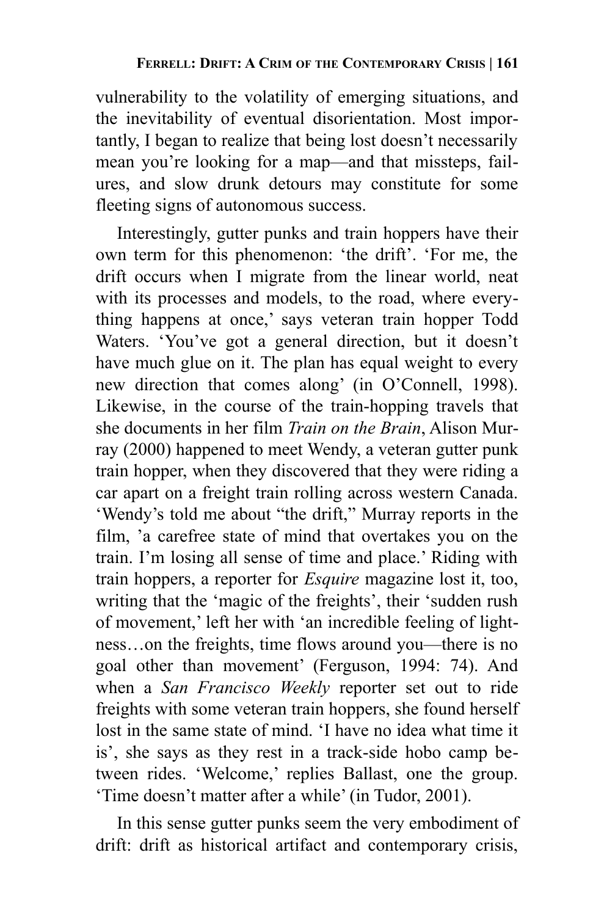vulnerability to the volatility of emerging situations, and the inevitability of eventual disorientation. Most importantly, I began to realize that being lost doesn't necessarily mean you're looking for a map—and that missteps, failures, and slow drunk detours may constitute for some fleeting signs of autonomous success.

Interestingly, gutter punks and train hoppers have their own term for this phenomenon: 'the drift'. 'For me, the drift occurs when I migrate from the linear world, neat with its processes and models, to the road, where everything happens at once,' says veteran train hopper Todd Waters. 'You've got a general direction, but it doesn't have much glue on it. The plan has equal weight to every new direction that comes along' (in O'Connell, 1998). Likewise, in the course of the train-hopping travels that she documents in her film *Train on the Brain*, Alison Murray (2000) happened to meet Wendy, a veteran gutter punk train hopper, when they discovered that they were riding a car apart on a freight train rolling across western Canada. 'Wendy's told me about "the drift," Murray reports in the film, 'a carefree state of mind that overtakes you on the train. I'm losing all sense of time and place.' Riding with train hoppers, a reporter for *Esquire* magazine lost it, too, writing that the 'magic of the freights', their 'sudden rush of movement,' left her with 'an incredible feeling of lightness…on the freights, time flows around you—there is no goal other than movement' (Ferguson, 1994: 74). And when a *San Francisco Weekly* reporter set out to ride freights with some veteran train hoppers, she found herself lost in the same state of mind. 'I have no idea what time it is', she says as they rest in a track-side hobo camp between rides. 'Welcome,' replies Ballast, one the group. 'Time doesn't matter after a while' (in Tudor, 2001).

In this sense gutter punks seem the very embodiment of drift: drift as historical artifact and contemporary crisis,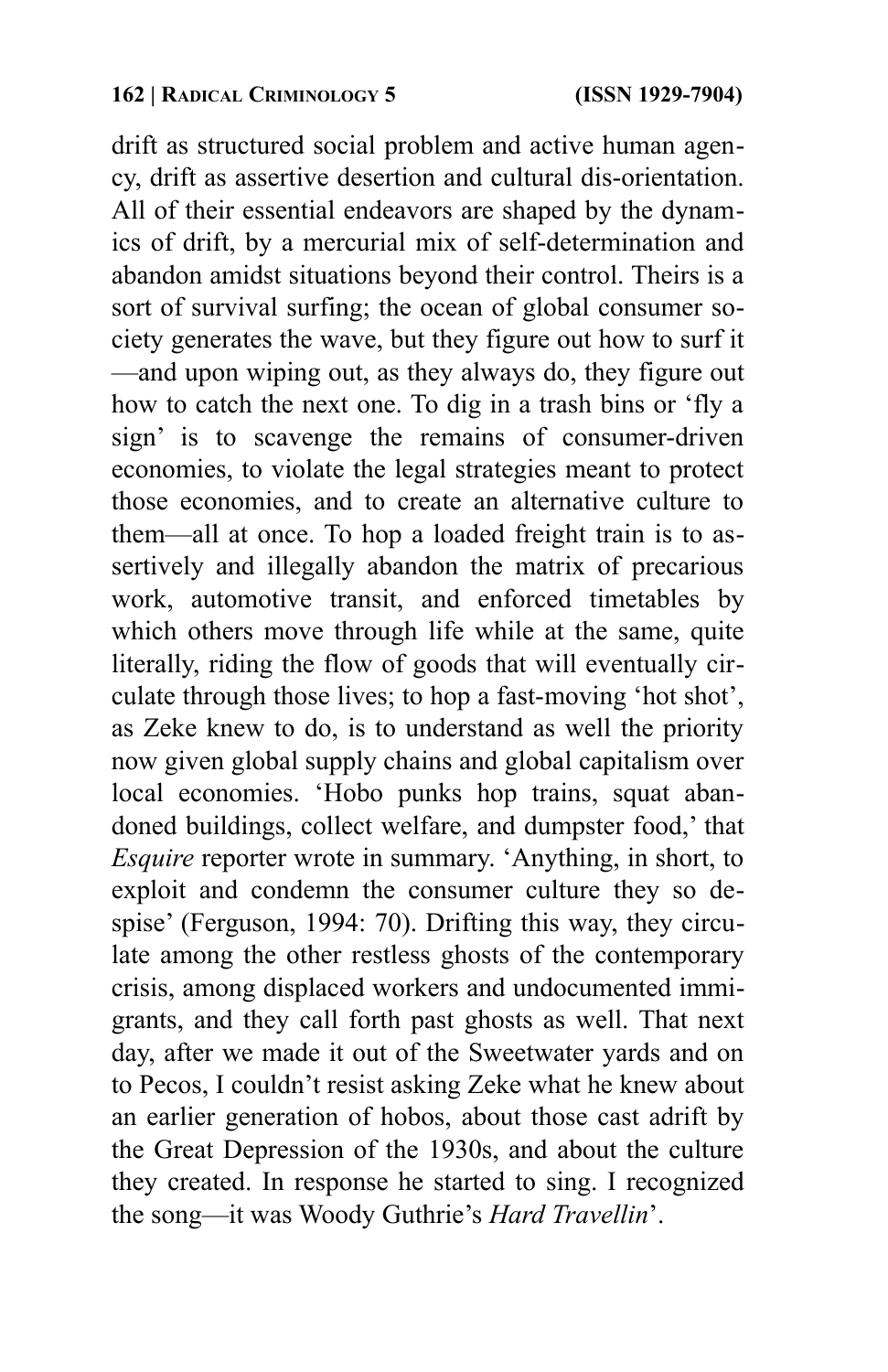drift as structured social problem and active human agency, drift as assertive desertion and cultural dis-orientation. All of their essential endeavors are shaped by the dynamics of drift, by a mercurial mix of self-determination and abandon amidst situations beyond their control. Theirs is a sort of survival surfing; the ocean of global consumer society generates the wave, but they figure out how to surf it—and upon wiping out, as they always do, they figure out how to catch the next one. To dig in a trash bins or 'fly a sign' is to scavenge the remains of consumer-driven economies, to violate the legal strategies meant to protect those economies, and to create an alternative culture to them—all at once. To hop a loaded freight train is to assertively and illegally abandon the matrix of precarious work, automotive transit, and enforced timetables by which others move through life while at the same, quite literally, riding the flow of goods that will eventually circulate through those lives; to hop a fast-moving 'hot shot', as Zeke knew to do, is to understand as well the priority now given global supply chains and global capitalism over local economies. 'Hobo punks hop trains, squat abandoned buildings, collect welfare, and dumpster food,' that *Esquire* reporter wrote in summary. 'Anything, in short, to exploit and condemn the consumer culture they so despise' (Ferguson, 1994: 70). Drifting this way, they circulate among the other restless ghosts of the contemporary crisis, among displaced workers and undocumented immigrants, and they call forth past ghosts as well. That next day, after we made it out of the Sweetwater yards and on to Pecos, I couldn't resist asking Zeke what he knew about an earlier generation of hobos, about those cast adrift by the Great Depression of the 1930s, and about the culture they created. In response he started to sing. I recognized the song—it was Woody Guthrie's *Hard Travellin'*.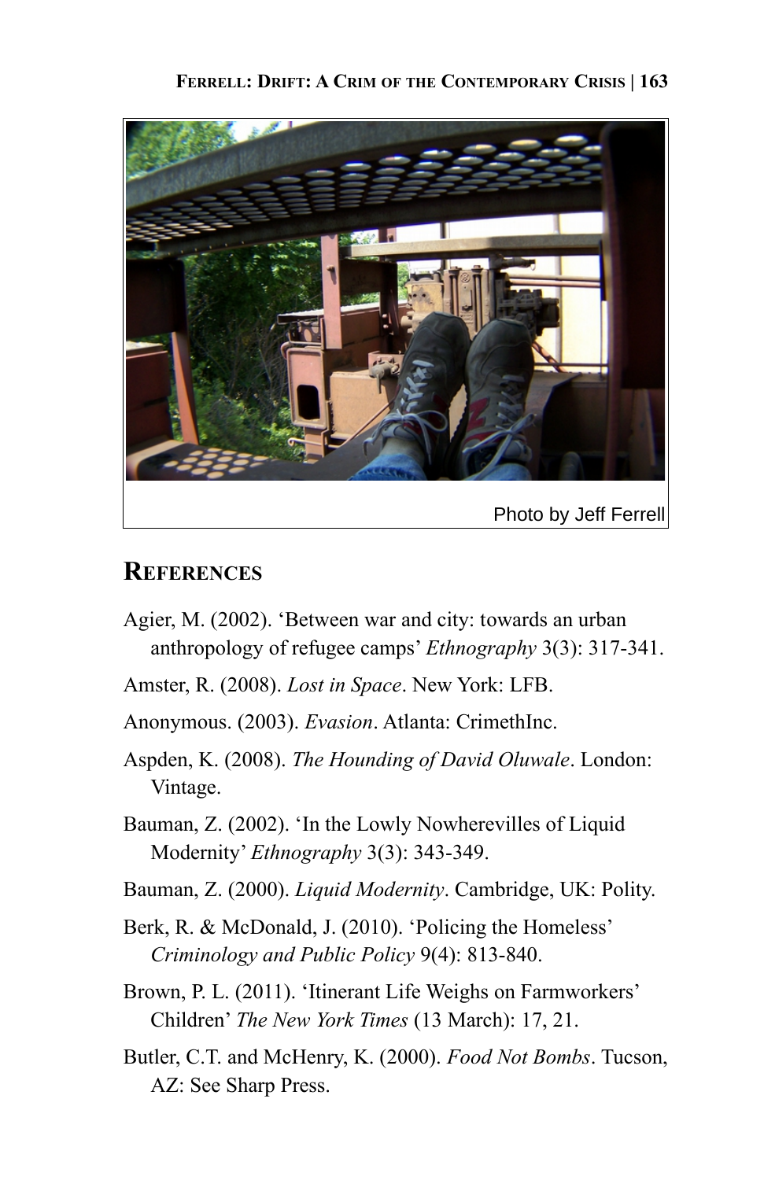Photo by Jeff Ferrell

## References

Agier, M. (2002). 'Between war and city: towards an urban anthropology of refugee camps' *Ethnography* 3(3): 317-341.

Amster, R. (2008). *Lost in Space*. New York: LFB.

Anonymous. (2003). *Evasion*. Atlanta: CrimethInc.

Aspden, K. (2008). *The Hounding of David Oluwale*. London: Vintage.

Bauman, Z. (2002). 'In the Lowly Nowherevilles of Liquid Modernity' *Ethnography* 3(3): 343-349.

Bauman, Z. (2000). *Liquid Modernity*. Cambridge, UK: Polity.

Berk, R. & McDonald, J. (2010). 'Policing the Homeless' *Criminology and Public Policy* 9(4): 813-840.

Brown, P. L. (2011). 'Itinerant Life Weighs on Farmworkers' Children' *The New York Times* (13 March): 17, 21.

Butler, C.T. and McHenry, K. (2000). *Food Not Bombs*. Tucson, AZ: See Sharp Press.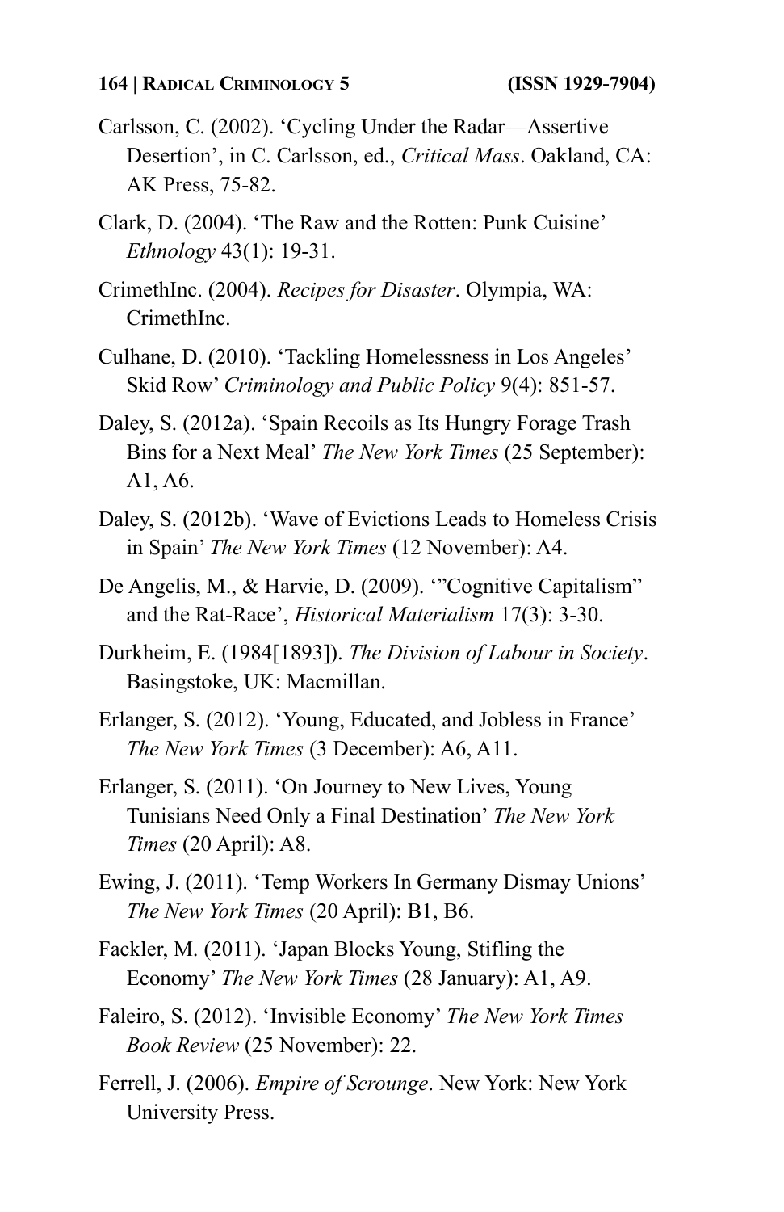Carlsson, C. (2002). ‘Cycling Under the Radar—Assertive Desertion’, in C. Carlsson, ed., *Critical Mass*. Oakland, CA: AK Press, 75-82.

Clark, D. (2004). ‘The Raw and the Rotten: Punk Cuisine’ *Ethnology* 43(1): 19-31.

CrimethInc. (2004). *Recipes for Disaster*. Olympia, WA: CrimethInc.

Culhane, D. (2010). ‘Tackling Homelessness in Los Angeles’ Skid Row’ *Criminology and Public Policy* 9(4): 851-57.

Daley, S. (2012a). ‘Spain Recoils as Its Hungry Forage Trash Bins for a Next Meal’ *The New York Times* (25 September): A1, A6.

Daley, S. (2012b). ‘Wave of Evictions Leads to Homeless Crisis in Spain’ *The New York Times* (12 November): A4.

De Angelis, M., & Harvie, D. (2009). ‘”Cognitive Capitalism” and the Rat-Race’, *Historical Materialism* 17(3): 3-30.

Durkheim, E. (1984[1893]). *The Division of Labour in Society*. Basingstoke, UK: Macmillan.

Erlanger, S. (2012). ‘Young, Educated, and Jobless in France’ *The New York Times* (3 December): A6, A11.

Erlanger, S. (2011). ‘On Journey to New Lives, Young Tunisians Need Only a Final Destination’ *The New York Times* (20 April): A8.

Ewing, J. (2011). ‘Temp Workers In Germany Dismay Unions’ *The New York Times* (20 April): B1, B6.

Fackler, M. (2011). ‘Japan Blocks Young, Stifling the Economy’ *The New York Times* (28 January): A1, A9.

Faleiro, S. (2012). ‘Invisible Economy’ *The New York Times Book Review* (25 November): 22.

Ferrell, J. (2006). *Empire of Scrounge*. New York: New York University Press.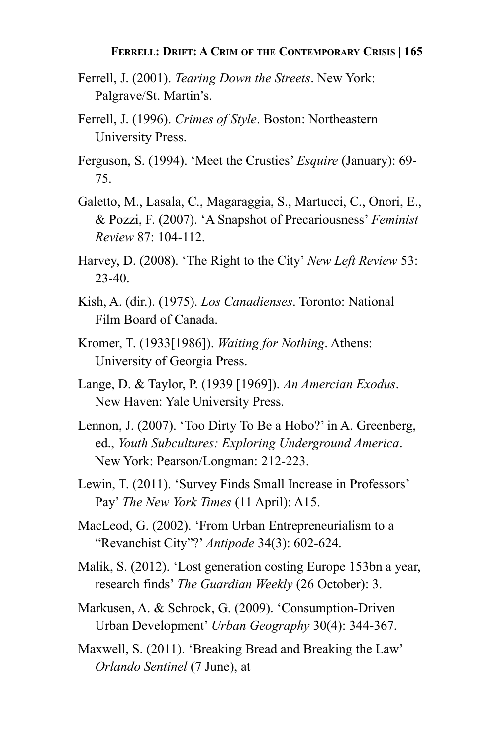Ferrell, J. (2001). *Tearing Down the Streets*. New York: Palgrave/St. Martin's.

Ferrell, J. (1996). *Crimes of Style*. Boston: Northeastern University Press.

Ferguson, S. (1994). 'Meet the Crusties' *Esquire* (January): 69-75.

Galetto, M., Lasala, C., Magaraggia, S., Martucci, C., Onori, E., & Pozzi, F. (2007). 'A Snapshot of Precariousness' *Feminist Review* 87: 104-112.

Harvey, D. (2008). 'The Right to the City' *New Left Review* 53: 23-40.

Kish, A. (dir.). (1975). *Los Canadienses*. Toronto: National Film Board of Canada.

Kromer, T. (1933[1986]). *Waiting for Nothing*. Athens: University of Georgia Press.

Lange, D. & Taylor, P. (1939 [1969]). *An Amercian Exodus*. New Haven: Yale University Press.

Lennon, J. (2007). 'Too Dirty To Be a Hobo?' in A. Greenberg, ed., *Youth Subcultures: Exploring Underground America*. New York: Pearson/Longman: 212-223.

Lewin, T. (2011). 'Survey Finds Small Increase in Professors' Pay' *The New York Times* (11 April): A15.

MacLeod, G. (2002). 'From Urban Entrepreneurialism to a "Revanchist City"?' *Antipode* 34(3): 602-624.

Malik, S. (2012). 'Lost generation costing Europe 153bn a year, research finds' *The Guardian Weekly* (26 October): 3.

Markusen, A. & Schrock, G. (2009). 'Consumption-Driven Urban Development' *Urban Geography* 30(4): 344-367.

Maxwell, S. (2011). 'Breaking Bread and Breaking the Law' *Orlando Sentinel* (7 June), at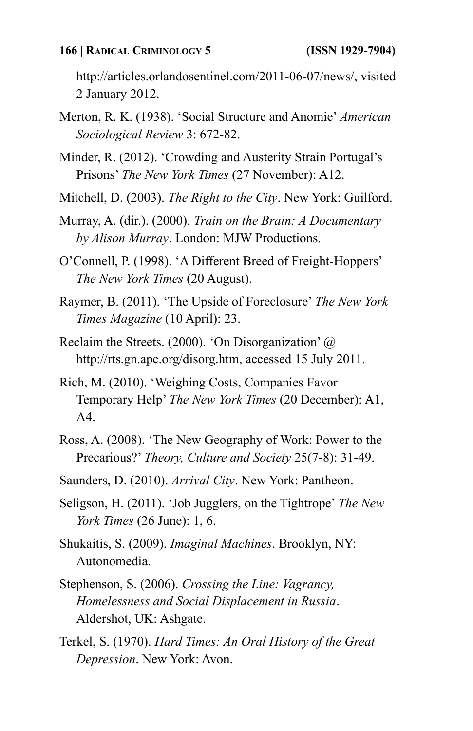http://articles.orlandosentinel.com/2011-06-07/news/, visited 2 January 2012.

Merton, R. K. (1938). 'Social Structure and Anomie' *American Sociological Review* 3: 672-82.

Minder, R. (2012). 'Crowding and Austerity Strain Portugal's Prisons' *The New York Times* (27 November): A12.

Mitchell, D. (2003). *The Right to the City*. New York: Guilford.

Murray, A. (dir.). (2000). *Train on the Brain: A Documentary by Alison Murray*. London: MJW Productions.

O'Connell, P. (1998). 'A Different Breed of Freight-Hoppers' *The New York Times* (20 August).

Raymer, B. (2011). 'The Upside of Foreclosure' *The New York Times Magazine* (10 April): 23.

Reclaim the Streets. (2000). 'On Disorganization' @ http://rts.gn.apc.org/disorg.htm, accessed 15 July 2011.

Rich, M. (2010). 'Weighing Costs, Companies Favor Temporary Help' *The New York Times* (20 December): A1, A4.

Ross, A. (2008). 'The New Geography of Work: Power to the Precarious?' *Theory, Culture and Society* 25(7-8): 31-49.

Saunders, D. (2010). *Arrival City*. New York: Pantheon.

Seligson, H. (2011). 'Job Jugglers, on the Tightrope' *The New York Times* (26 June): 1, 6.

Shukaitis, S. (2009). *Imaginal Machines*. Brooklyn, NY: Autonomedia.

Stephenson, S. (2006). *Crossing the Line: Vagrancy, Homelessness and Social Displacement in Russia*. Aldershot, UK: Ashgate.

Terkel, S. (1970). *Hard Times: An Oral History of the Great Depression*. New York: Avon.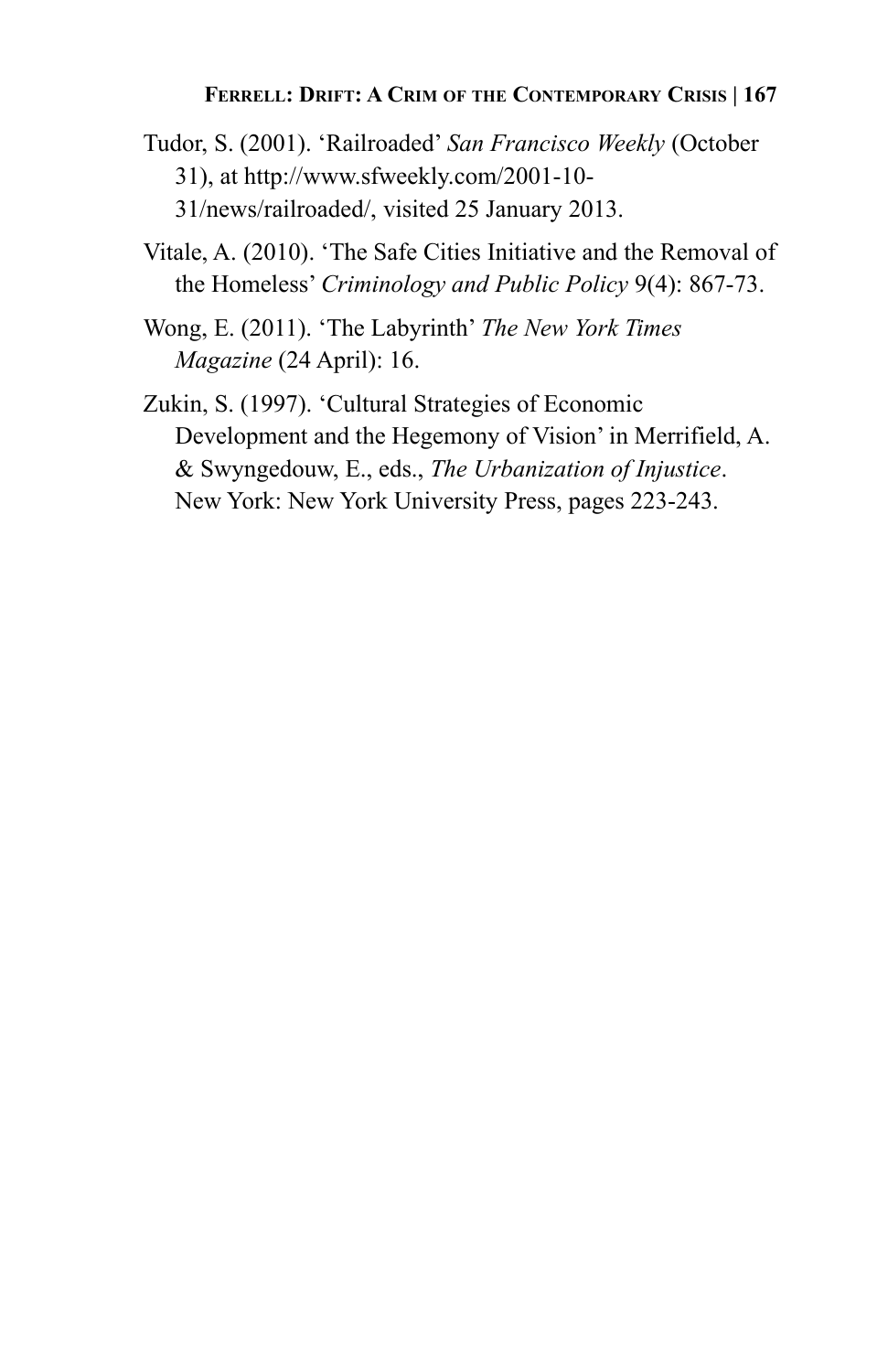Tudor, S. (2001). 'Railroaded' *San Francisco Weekly* (October 31), at http://www.sfweekly.com/2001-10-31/news/railroaded/, visited 25 January 2013.

Vitale, A. (2010). 'The Safe Cities Initiative and the Removal of the Homeless' *Criminology and Public Policy* 9(4): 867-73.

Wong, E. (2011). 'The Labyrinth' *The New York Times Magazine* (24 April): 16.

Zukin, S. (1997). 'Cultural Strategies of Economic Development and the Hegemony of Vision' in Merrifield, A. & Swyngedouw, E., eds., *The Urbanization of Injustice*. New York: New York University Press, pages 223-243.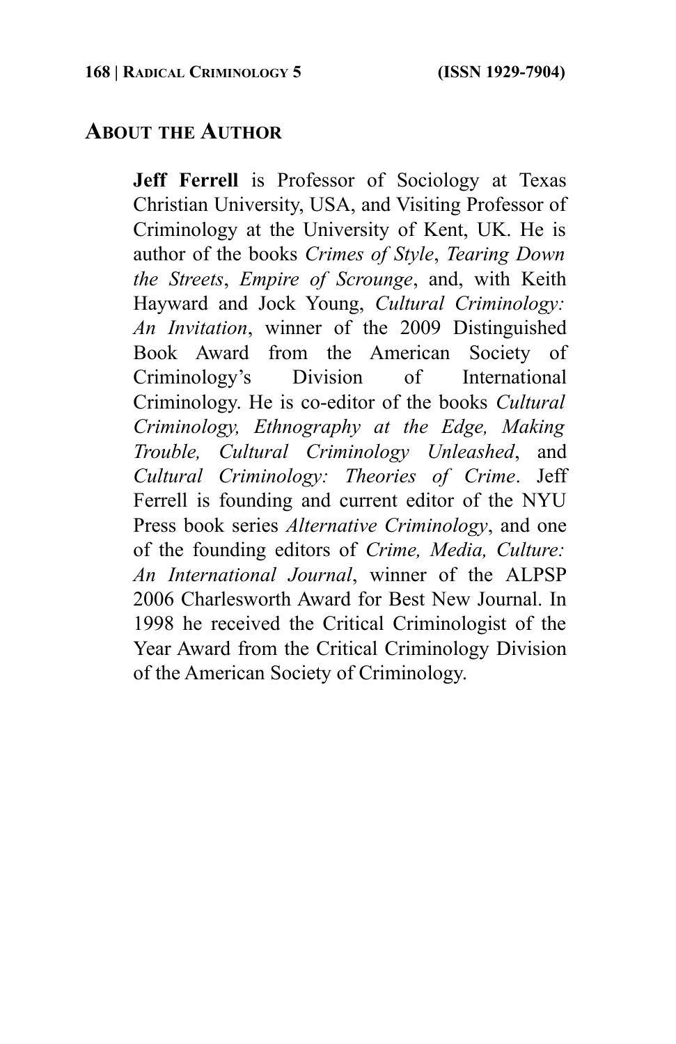## About the Author

**Jeff Ferrell** is Professor of Sociology at Texas Christian University, USA, and Visiting Professor of Criminology at the University of Kent, UK. He is author of the books *Crimes of Style*, *Tearing Down the Streets*, *Empire of Scrounge*, and, with Keith Hayward and Jock Young, *Cultural Criminology: An Invitation*, winner of the 2009 Distinguished Book Award from the American Society of Criminology's Division of International Criminology. He is co-editor of the books *Cultural Criminology, Ethnography at the Edge, Making Trouble, Cultural Criminology Unleashed*, and *Cultural Criminology: Theories of Crime*. Jeff Ferrell is founding and current editor of the NYU Press book series *Alternative Criminology*, and one of the founding editors of *Crime, Media, Culture: An International Journal*, winner of the ALPSP 2006 Charlesworth Award for Best New Journal. In 1998 he received the Critical Criminologist of the Year Award from the Critical Criminology Division of the American Society of Criminology.